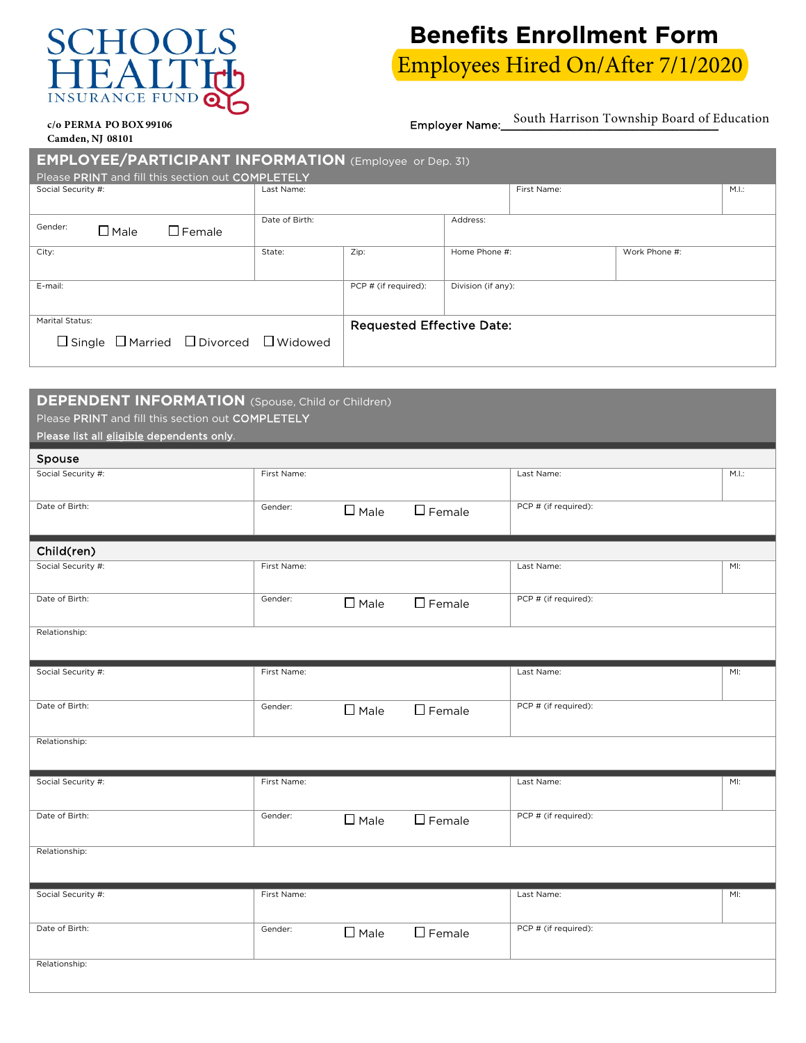SCHOOLS HEALTH INSURANCE FUND

c/o PERMA PO BOX 99106
Camden, NJ 08101

# Benefits Enrollment Form

## Employees Hired On/After 7/1/2020

Employer Name: South Harrison Township Board of Education

## EMPLOYEE/PARTICIPANT INFORMATION (Employee or Dep. 31)

Please PRINT and fill this section out COMPLETELY

| Social Security #: | Last Name: | | First Name: | M.I.: |
|---|---|---|---|---|
| Gender: ☐ Male ☐ Female | Date of Birth: | Address: | | |
| City: | State: | Zip: | Home Phone #: | Work Phone #: |
| E-mail: | PCP # (if required): | Division (if any): | | |
| Marital Status: ☐ Single ☐ Married ☐ Divorced ☐ Widowed | **Requested Effective Date:** | | | |

## DEPENDENT INFORMATION (Spouse, Child or Children)

Please PRINT and fill this section out COMPLETELY

Please list all eligible dependents only.

### Spouse

| Social Security #: | First Name: | Last Name: | M.I.: |
|---|---|---|---|
| Date of Birth: | Gender: ☐ Male ☐ Female | PCP # (if required): | |

### Child(ren)

| Social Security #: | First Name: | Last Name: | MI: |
|---|---|---|---|
| Date of Birth: | Gender: ☐ Male ☐ Female | PCP # (if required): | |
| Relationship: | | | |

| Social Security #: | First Name: | Last Name: | MI: |
|---|---|---|---|
| Date of Birth: | Gender: ☐ Male ☐ Female | PCP # (if required): | |
| Relationship: | | | |

| Social Security #: | First Name: | Last Name: | MI: |
|---|---|---|---|
| Date of Birth: | Gender: ☐ Male ☐ Female | PCP # (if required): | |
| Relationship: | | | |

| Social Security #: | First Name: | Last Name: | MI: |
|---|---|---|---|
| Date of Birth: | Gender: ☐ Male ☐ Female | PCP # (if required): | |
| Relationship: | | | |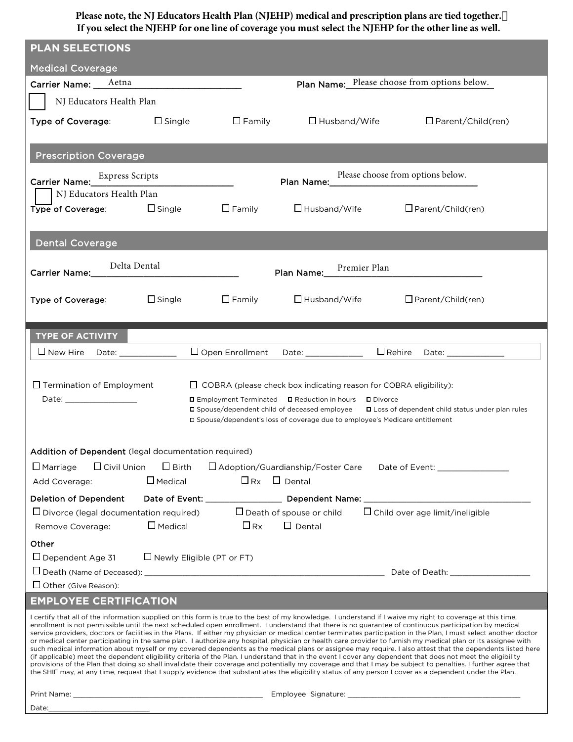**Please note, the NJ Educators Health Plan (NJEHP) medical and prescription plans are tied together.**
**If you select the NJEHP for one line of coverage you must select the NJEHP for the other line as well.**

## PLAN SELECTIONS

### Medical Coverage

Carrier Name: Aetna  Plan Name: Please choose from options below.

☐ NJ Educators Health Plan

Type of Coverage: ☐ Single ☐ Family ☐ Husband/Wife ☐ Parent/Child(ren)

### Prescription Coverage

Carrier Name: Express Scripts  Plan Name: Please choose from options below.

☐ NJ Educators Health Plan

Type of Coverage: ☐ Single ☐ Family ☐ Husband/Wife ☐ Parent/Child(ren)

### Dental Coverage

Carrier Name: Delta Dental  Plan Name: Premier Plan

Type of Coverage: ☐ Single ☐ Family ☐ Husband/Wife ☐ Parent/Child(ren)

## TYPE OF ACTIVITY

☐ New Hire Date: ____________ ☐ Open Enrollment Date: ____________ ☐ Rehire Date: ____________

☐ Termination of Employment
Date: ________________

☐ COBRA (please check box indicating reason for COBRA eligibility):
☐ Employment Terminated ☐ Reduction in hours ☐ Divorce
☐ Spouse/dependent child of deceased employee ☐ Loss of dependent child status under plan rules
☐ Spouse/dependent's loss of coverage due to employee's Medicare entitlement

**Addition of Dependent** (legal documentation required)

☐ Marriage ☐ Civil Union ☐ Birth ☐ Adoption/Guardianship/Foster Care Date of Event: ________________

Add Coverage: ☐ Medical ☐ Rx ☐ Dental

**Deletion of Dependent** Date of Event: ________________ Dependent Name: ________________________________

☐ Divorce (legal documentation required) ☐ Death of spouse or child ☐ Child over age limit/ineligible

Remove Coverage: ☐ Medical ☐ Rx ☐ Dental

**Other**

☐ Dependent Age 31 ☐ Newly Eligible (PT or FT)

☐ Death (Name of Deceased): ________________________________________________ Date of Death: ________________

☐ Other (Give Reason):

## EMPLOYEE CERTIFICATION

I certify that all of the information supplied on this form is true to the best of my knowledge. I understand if I waive my right to coverage at this time, enrollment is not permissible until the next scheduled open enrollment. I understand that there is no guarantee of continuous participation by medical service providers, doctors or facilities in the Plans. If either my physician or medical center terminates participation in the Plan, I must select another doctor or medical center participating in the same plan. I authorize any hospital, physician or health care provider to furnish my medical plan or its assignee with such medical information about myself or my covered dependents as the medical plans or assignee may require. I also attest that the dependents listed here (if applicable) meet the dependent eligibility criteria of the Plan. I understand that in the event I cover any dependent that does not meet the eligibility provisions of the Plan that doing so shall invalidate their coverage and potentially my coverage and that I may be subject to penalties. I further agree that the SHIF may, at any time, request that I supply evidence that substantiates the eligibility status of any person I cover as a dependent under the Plan.

Print Name: ________________________________________ Employee Signature: ________________________________________

Date: ________________________